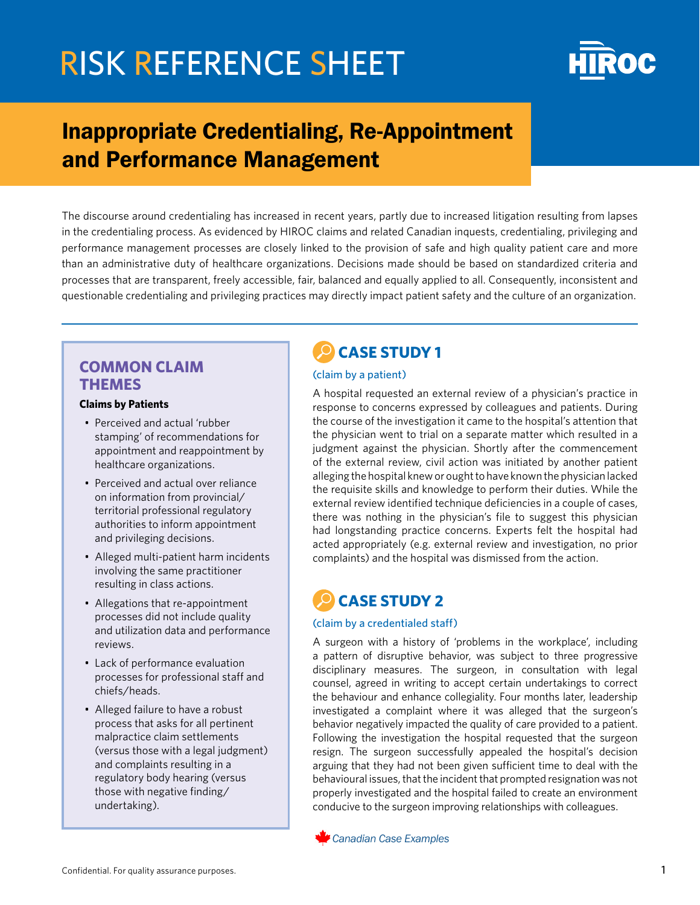# RISK REFERENCE SHEET

## Inappropriate Credentialing, Re-Appointment and Performance Management

The discourse around credentialing has increased in recent years, partly due to increased litigation resulting from lapses in the credentialing process. As evidenced by HIROC claims and related Canadian inquests, credentialing, privileging and performance management processes are closely linked to the provision of safe and high quality patient care and more than an administrative duty of healthcare organizations. Decisions made should be based on standardized criteria and processes that are transparent, freely accessible, fair, balanced and equally applied to all. Consequently, inconsistent and questionable credentialing and privileging practices may directly impact patient safety and the culture of an organization.

### COMMON CLAIM THEMES

**Claims by Patients**

- Perceived and actual 'rubber stamping' of recommendations for appointment and reappointment by healthcare organizations.
- Perceived and actual over reliance on information from provincial/territorial professional regulatory authorities to inform appointment and privileging decisions.
- Alleged multi-patient harm incidents involving the same practitioner resulting in class actions.
- Allegations that re-appointment processes did not include quality and utilization data and performance reviews.
- Lack of performance evaluation processes for professional staff and chiefs/heads.
- Alleged failure to have a robust process that asks for all pertinent malpractice claim settlements (versus those with a legal judgment) and complaints resulting in a regulatory body hearing (versus those with negative finding/undertaking).

### CASE STUDY 1

(claim by a patient)

A hospital requested an external review of a physician's practice in response to concerns expressed by colleagues and patients. During the course of the investigation it came to the hospital's attention that the physician went to trial on a separate matter which resulted in a judgment against the physician. Shortly after the commencement of the external review, civil action was initiated by another patient alleging the hospital knew or ought to have known the physician lacked the requisite skills and knowledge to perform their duties. While the external review identified technique deficiencies in a couple of cases, there was nothing in the physician's file to suggest this physician had longstanding practice concerns. Experts felt the hospital had acted appropriately (e.g. external review and investigation, no prior complaints) and the hospital was dismissed from the action.

### CASE STUDY 2

(claim by a credentialed staff)

A surgeon with a history of 'problems in the workplace', including a pattern of disruptive behavior, was subject to three progressive disciplinary measures. The surgeon, in consultation with legal counsel, agreed in writing to accept certain undertakings to correct the behaviour and enhance collegiality. Four months later, leadership investigated a complaint where it was alleged that the surgeon's behavior negatively impacted the quality of care provided to a patient. Following the investigation the hospital requested that the surgeon resign. The surgeon successfully appealed the hospital's decision arguing that they had not been given sufficient time to deal with the behavioural issues, that the incident that prompted resignation was not properly investigated and the hospital failed to create an environment conducive to the surgeon improving relationships with colleagues.

*Canadian Case Examples*

Confidential. For quality assurance purposes.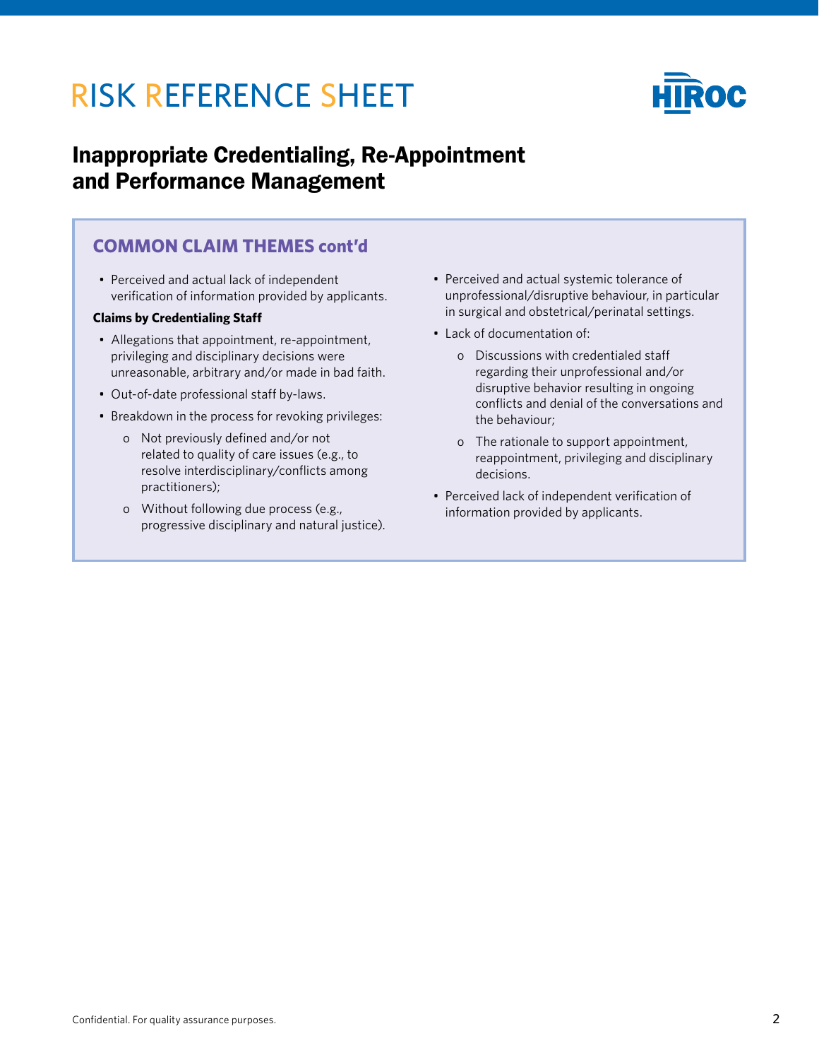# RISK REFERENCE SHEET

## Inappropriate Credentialing, Re-Appointment and Performance Management

### COMMON CLAIM THEMES cont'd

- Perceived and actual lack of independent verification of information provided by applicants.

**Claims by Credentialing Staff**

- Allegations that appointment, re-appointment, privileging and disciplinary decisions were unreasonable, arbitrary and/or made in bad faith.
- Out-of-date professional staff by-laws.
- Breakdown in the process for revoking privileges:
  - o Not previously defined and/or not related to quality of care issues (e.g., to resolve interdisciplinary/conflicts among practitioners);
  - o Without following due process (e.g., progressive disciplinary and natural justice).
- Perceived and actual systemic tolerance of unprofessional/disruptive behaviour, in particular in surgical and obstetrical/perinatal settings.
- Lack of documentation of:
  - o Discussions with credentialed staff regarding their unprofessional and/or disruptive behavior resulting in ongoing conflicts and denial of the conversations and the behaviour;
  - o The rationale to support appointment, reappointment, privileging and disciplinary decisions.
- Perceived lack of independent verification of information provided by applicants.

Confidential. For quality assurance purposes.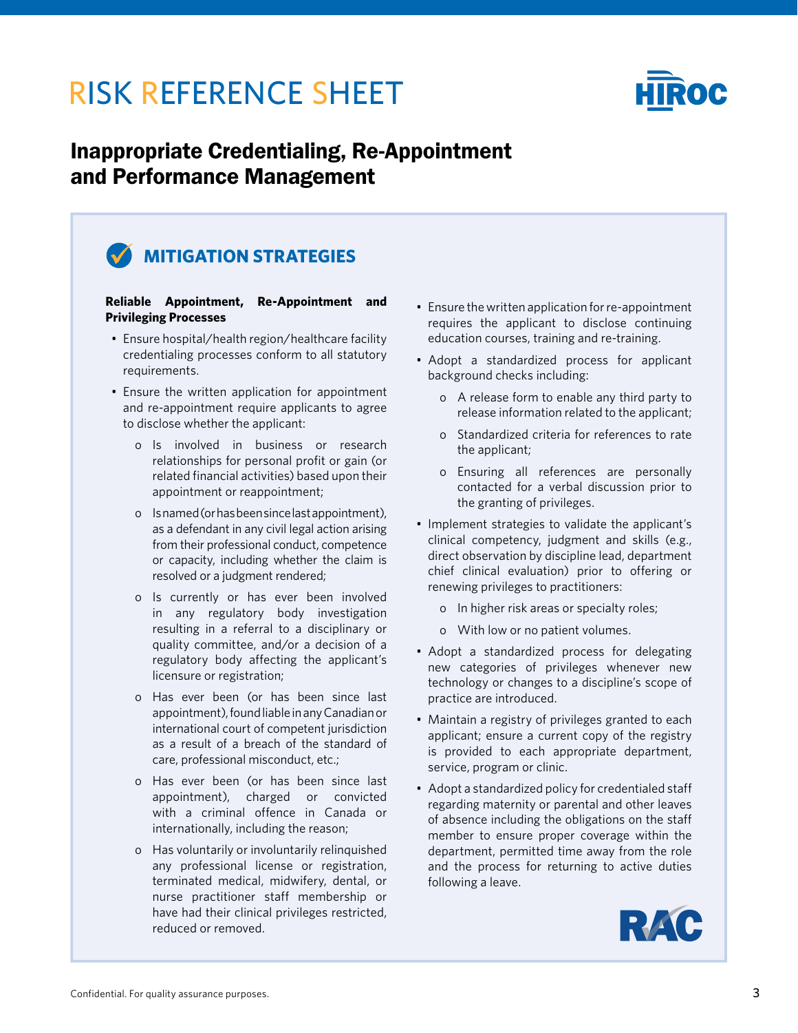# RISK REFERENCE SHEET

## Inappropriate Credentialing, Re-Appointment and Performance Management

### MITIGATION STRATEGIES

**Reliable Appointment, Re-Appointment and Privileging Processes**

- Ensure hospital/health region/healthcare facility credentialing processes conform to all statutory requirements.
- Ensure the written application for appointment and re-appointment require applicants to agree to disclose whether the applicant:
  - Is involved in business or research relationships for personal profit or gain (or related financial activities) based upon their appointment or reappointment;
  - Is named (or has been since last appointment), as a defendant in any civil legal action arising from their professional conduct, competence or capacity, including whether the claim is resolved or a judgment rendered;
  - Is currently or has ever been involved in any regulatory body investigation resulting in a referral to a disciplinary or quality committee, and/or a decision of a regulatory body affecting the applicant's licensure or registration;
  - Has ever been (or has been since last appointment), found liable in any Canadian or international court of competent jurisdiction as a result of a breach of the standard of care, professional misconduct, etc.;
  - Has ever been (or has been since last appointment), charged or convicted with a criminal offence in Canada or internationally, including the reason;
  - Has voluntarily or involuntarily relinquished any professional license or registration, terminated medical, midwifery, dental, or nurse practitioner staff membership or have had their clinical privileges restricted, reduced or removed.
- Ensure the written application for re-appointment requires the applicant to disclose continuing education courses, training and re-training.
- Adopt a standardized process for applicant background checks including:
  - A release form to enable any third party to release information related to the applicant;
  - Standardized criteria for references to rate the applicant;
  - Ensuring all references are personally contacted for a verbal discussion prior to the granting of privileges.
- Implement strategies to validate the applicant's clinical competency, judgment and skills (e.g., direct observation by discipline lead, department chief clinical evaluation) prior to offering or renewing privileges to practitioners:
  - In higher risk areas or specialty roles;
  - With low or no patient volumes.
- Adopt a standardized process for delegating new categories of privileges whenever new technology or changes to a discipline's scope of practice are introduced.
- Maintain a registry of privileges granted to each applicant; ensure a current copy of the registry is provided to each appropriate department, service, program or clinic.
- Adopt a standardized policy for credentialed staff regarding maternity or parental and other leaves of absence including the obligations on the staff member to ensure proper coverage within the department, permitted time away from the role and the process for returning to active duties following a leave.

Confidential. For quality assurance purposes.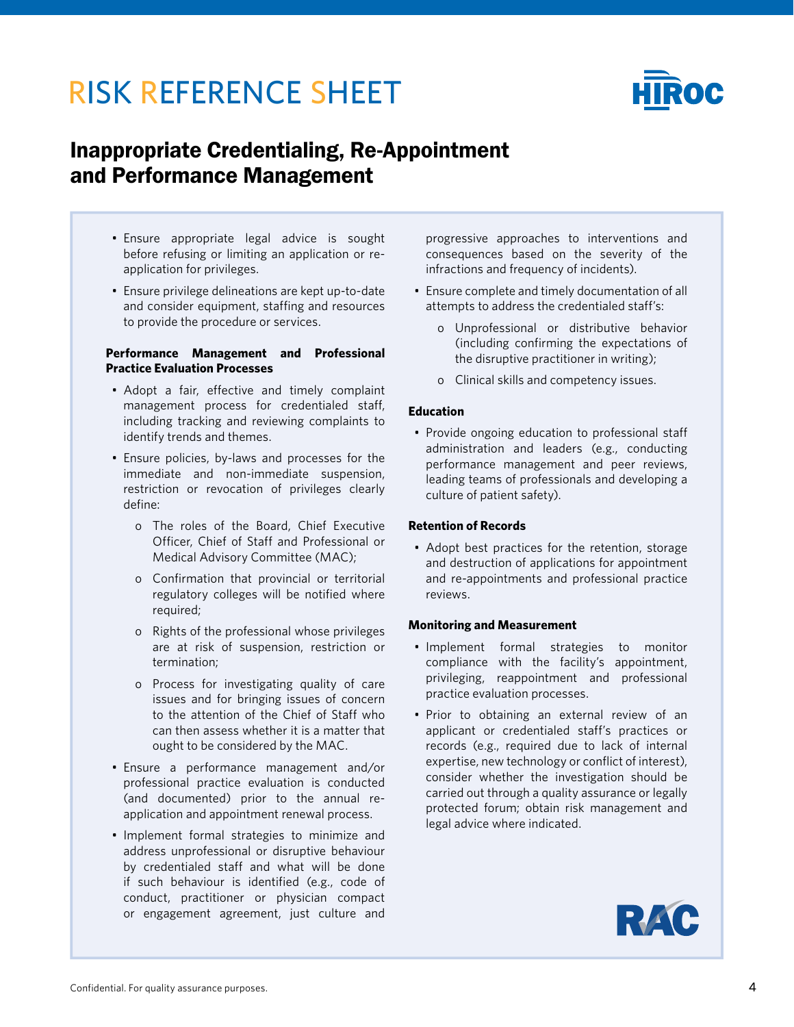# RISK REFERENCE SHEET

## Inappropriate Credentialing, Re-Appointment and Performance Management

- Ensure appropriate legal advice is sought before refusing or limiting an application or re-application for privileges.
- Ensure privilege delineations are kept up-to-date and consider equipment, staffing and resources to provide the procedure or services.

**Performance Management and Professional Practice Evaluation Processes**

- Adopt a fair, effective and timely complaint management process for credentialed staff, including tracking and reviewing complaints to identify trends and themes.
- Ensure policies, by-laws and processes for the immediate and non-immediate suspension, restriction or revocation of privileges clearly define:
  - The roles of the Board, Chief Executive Officer, Chief of Staff and Professional or Medical Advisory Committee (MAC);
  - Confirmation that provincial or territorial regulatory colleges will be notified where required;
  - Rights of the professional whose privileges are at risk of suspension, restriction or termination;
  - Process for investigating quality of care issues and for bringing issues of concern to the attention of the Chief of Staff who can then assess whether it is a matter that ought to be considered by the MAC.
- Ensure a performance management and/or professional practice evaluation is conducted (and documented) prior to the annual re-application and appointment renewal process.
- Implement formal strategies to minimize and address unprofessional or disruptive behaviour by credentialed staff and what will be done if such behaviour is identified (e.g., code of conduct, practitioner or physician compact or engagement agreement, just culture and progressive approaches to interventions and consequences based on the severity of the infractions and frequency of incidents).
- Ensure complete and timely documentation of all attempts to address the credentialed staff's:
  - Unprofessional or distributive behavior (including confirming the expectations of the disruptive practitioner in writing);
  - Clinical skills and competency issues.

**Education**

- Provide ongoing education to professional staff administration and leaders (e.g., conducting performance management and peer reviews, leading teams of professionals and developing a culture of patient safety).

**Retention of Records**

- Adopt best practices for the retention, storage and destruction of applications for appointment and re-appointments and professional practice reviews.

**Monitoring and Measurement**

- Implement formal strategies to monitor compliance with the facility's appointment, privileging, reappointment and professional practice evaluation processes.
- Prior to obtaining an external review of an applicant or credentialed staff's practices or records (e.g., required due to lack of internal expertise, new technology or conflict of interest), consider whether the investigation should be carried out through a quality assurance or legally protected forum; obtain risk management and legal advice where indicated.

Confidential. For quality assurance purposes.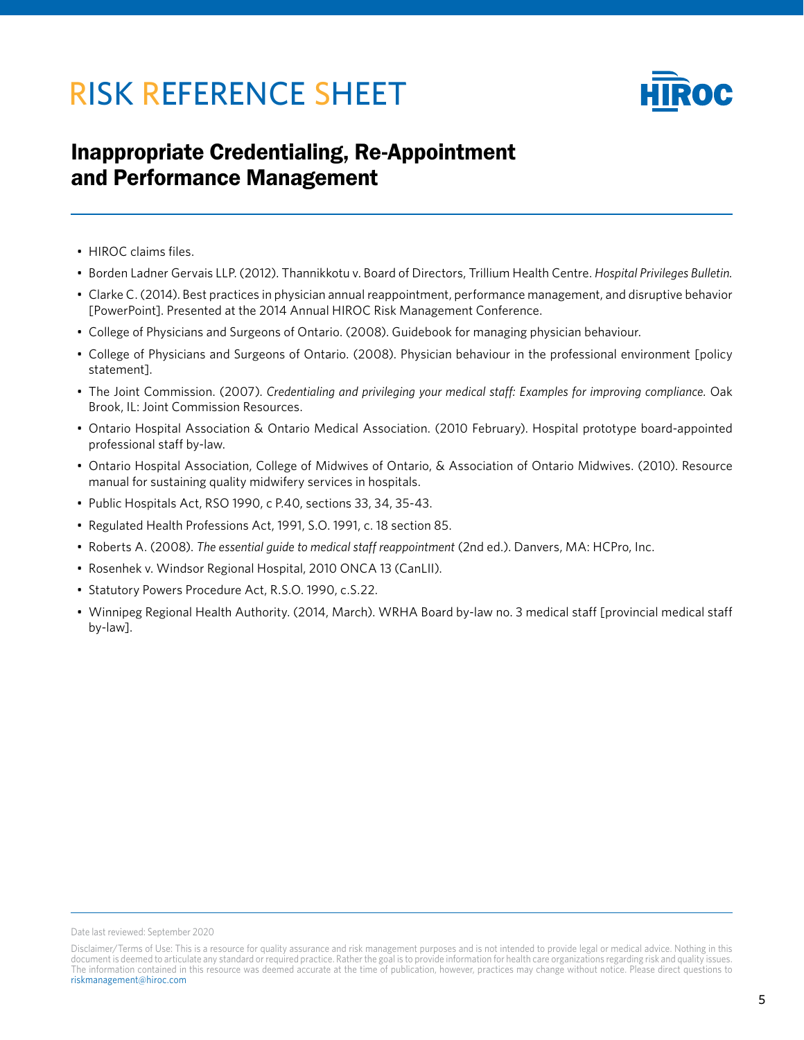# RISK REFERENCE SHEET

## Inappropriate Credentialing, Re-Appointment and Performance Management

- HIROC claims files.
- Borden Ladner Gervais LLP. (2012). Thannikkotu v. Board of Directors, Trillium Health Centre. *Hospital Privileges Bulletin.*
- Clarke C. (2014). Best practices in physician annual reappointment, performance management, and disruptive behavior [PowerPoint]. Presented at the 2014 Annual HIROC Risk Management Conference.
- College of Physicians and Surgeons of Ontario. (2008). Guidebook for managing physician behaviour.
- College of Physicians and Surgeons of Ontario. (2008). Physician behaviour in the professional environment [policy statement].
- The Joint Commission. (2007). *Credentialing and privileging your medical staff: Examples for improving compliance.* Oak Brook, IL: Joint Commission Resources.
- Ontario Hospital Association & Ontario Medical Association. (2010 February). Hospital prototype board-appointed professional staff by-law.
- Ontario Hospital Association, College of Midwives of Ontario, & Association of Ontario Midwives. (2010). Resource manual for sustaining quality midwifery services in hospitals.
- Public Hospitals Act, RSO 1990, c P.40, sections 33, 34, 35-43.
- Regulated Health Professions Act, 1991, S.O. 1991, c. 18 section 85.
- Roberts A. (2008). *The essential guide to medical staff reappointment* (2nd ed.). Danvers, MA: HCPro, Inc.
- Rosenhek v. Windsor Regional Hospital, 2010 ONCA 13 (CanLII).
- Statutory Powers Procedure Act, R.S.O. 1990, c.S.22.
- Winnipeg Regional Health Authority. (2014, March). WRHA Board by-law no. 3 medical staff [provincial medical staff by-law].

Date last reviewed: September 2020

Disclaimer/Terms of Use: This is a resource for quality assurance and risk management purposes and is not intended to provide legal or medical advice. Nothing in this document is deemed to articulate any standard or required practice. Rather the goal is to provide information for health care organizations regarding risk and quality issues. The information contained in this resource was deemed accurate at the time of publication, however, practices may change without notice. Please direct questions to riskmanagement@hiroc.com